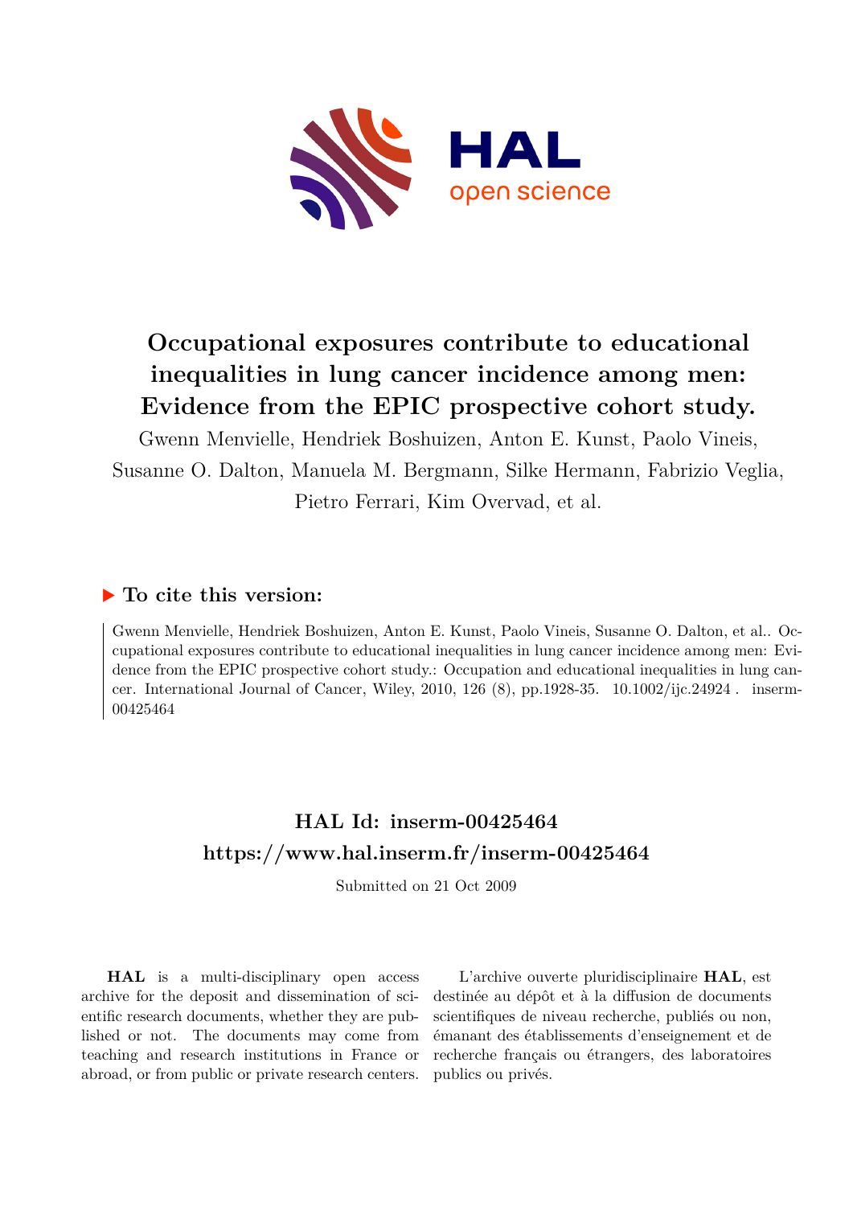# Occupational exposures contribute to educational inequalities in lung cancer incidence among men: Evidence from the EPIC prospective cohort study.

Gwenn Menvielle, Hendriek Boshuizen, Anton E. Kunst, Paolo Vineis, Susanne O. Dalton, Manuela M. Bergmann, Silke Hermann, Fabrizio Veglia, Pietro Ferrari, Kim Overvad, et al.

## ▶ To cite this version:

Gwenn Menvielle, Hendriek Boshuizen, Anton E. Kunst, Paolo Vineis, Susanne O. Dalton, et al.. Occupational exposures contribute to educational inequalities in lung cancer incidence among men: Evidence from the EPIC prospective cohort study.: Occupation and educational inequalities in lung cancer. International Journal of Cancer, Wiley, 2010, 126 (8), pp.1928-35. 10.1002/ijc.24924 . inserm-00425464

## HAL Id: inserm-00425464
## https://www.hal.inserm.fr/inserm-00425464

Submitted on 21 Oct 2009

**HAL** is a multi-disciplinary open access archive for the deposit and dissemination of scientific research documents, whether they are published or not. The documents may come from teaching and research institutions in France or abroad, or from public or private research centers.

L'archive ouverte pluridisciplinaire **HAL**, est destinée au dépôt et à la diffusion de documents scientifiques de niveau recherche, publiés ou non, émanant des établissements d'enseignement et de recherche français ou étrangers, des laboratoires publics ou privés.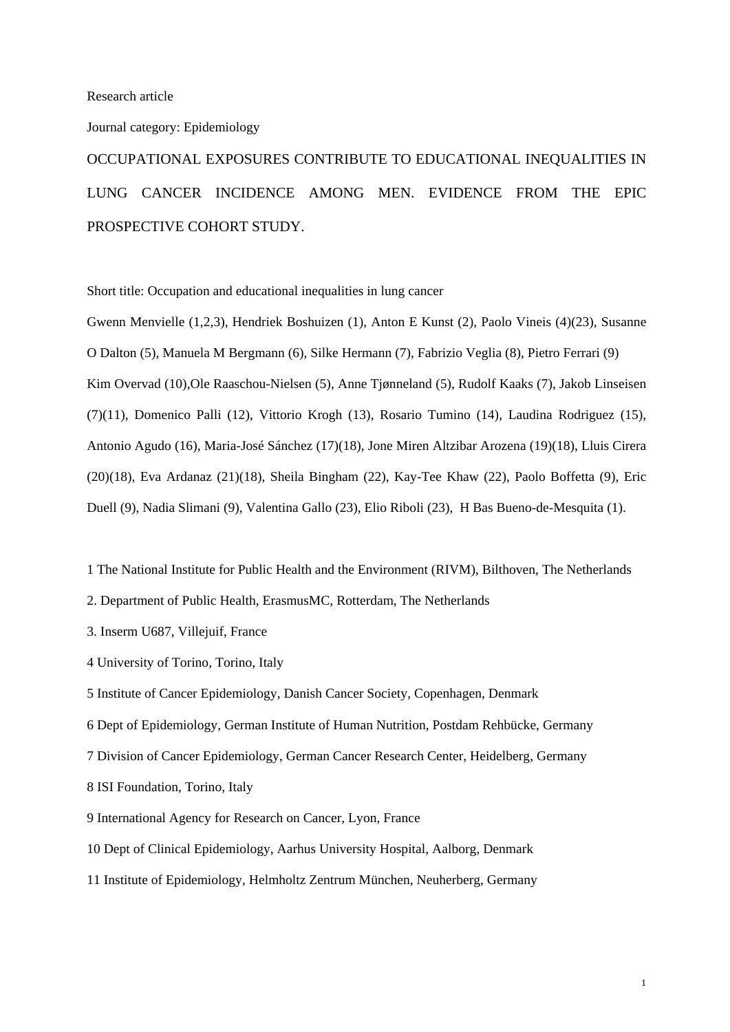Research article

Journal category: Epidemiology

# OCCUPATIONAL EXPOSURES CONTRIBUTE TO EDUCATIONAL INEQUALITIES IN LUNG CANCER INCIDENCE AMONG MEN. EVIDENCE FROM THE EPIC PROSPECTIVE COHORT STUDY.

Short title: Occupation and educational inequalities in lung cancer

Gwenn Menvielle (1,2,3), Hendriek Boshuizen (1), Anton E Kunst (2), Paolo Vineis (4)(23), Susanne O Dalton (5), Manuela M Bergmann (6), Silke Hermann (7), Fabrizio Veglia (8), Pietro Ferrari (9) Kim Overvad (10),Ole Raaschou-Nielsen (5), Anne Tjønneland (5), Rudolf Kaaks (7), Jakob Linseisen (7)(11), Domenico Palli (12), Vittorio Krogh (13), Rosario Tumino (14), Laudina Rodriguez (15), Antonio Agudo (16), Maria-José Sánchez (17)(18), Jone Miren Altzibar Arozena (19)(18), Lluis Cirera (20)(18), Eva Ardanaz (21)(18), Sheila Bingham (22), Kay-Tee Khaw (22), Paolo Boffetta (9), Eric Duell (9), Nadia Slimani (9), Valentina Gallo (23), Elio Riboli (23), H Bas Bueno-de-Mesquita (1).

1 The National Institute for Public Health and the Environment (RIVM), Bilthoven, The Netherlands

2. Department of Public Health, ErasmusMC, Rotterdam, The Netherlands

3. Inserm U687, Villejuif, France

4 University of Torino, Torino, Italy

5 Institute of Cancer Epidemiology, Danish Cancer Society, Copenhagen, Denmark

6 Dept of Epidemiology, German Institute of Human Nutrition, Postdam Rehbücke, Germany

7 Division of Cancer Epidemiology, German Cancer Research Center, Heidelberg, Germany

8 ISI Foundation, Torino, Italy

9 International Agency for Research on Cancer, Lyon, France

10 Dept of Clinical Epidemiology, Aarhus University Hospital, Aalborg, Denmark

11 Institute of Epidemiology, Helmholtz Zentrum München, Neuherberg, Germany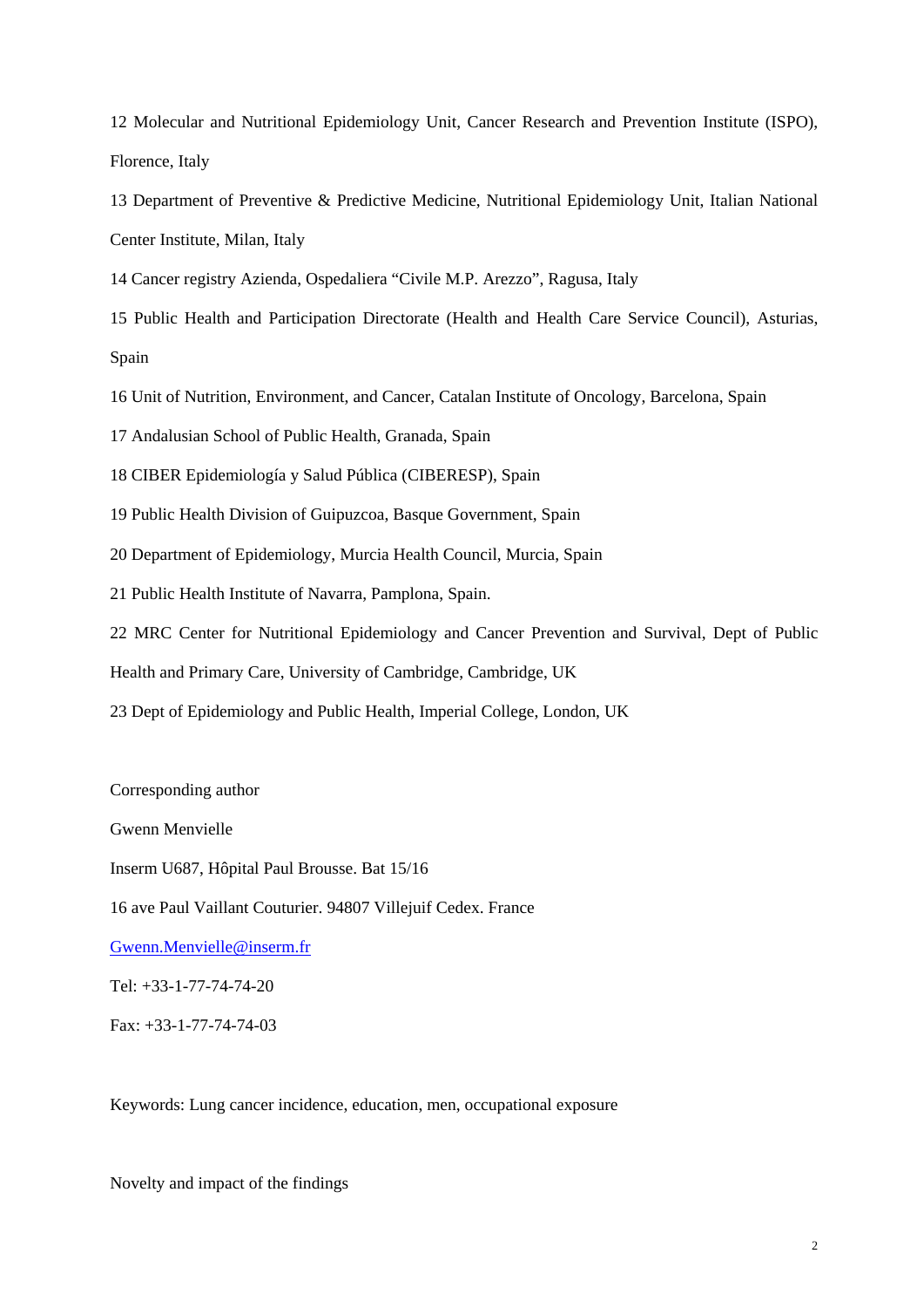12 Molecular and Nutritional Epidemiology Unit, Cancer Research and Prevention Institute (ISPO), Florence, Italy

13 Department of Preventive & Predictive Medicine, Nutritional Epidemiology Unit, Italian National Center Institute, Milan, Italy

14 Cancer registry Azienda, Ospedaliera "Civile M.P. Arezzo", Ragusa, Italy

15 Public Health and Participation Directorate (Health and Health Care Service Council), Asturias, Spain

16 Unit of Nutrition, Environment, and Cancer, Catalan Institute of Oncology, Barcelona, Spain

17 Andalusian School of Public Health, Granada, Spain

18 CIBER Epidemiología y Salud Pública (CIBERESP), Spain

19 Public Health Division of Guipuzcoa, Basque Government, Spain

20 Department of Epidemiology, Murcia Health Council, Murcia, Spain

21 Public Health Institute of Navarra, Pamplona, Spain.

22 MRC Center for Nutritional Epidemiology and Cancer Prevention and Survival, Dept of Public Health and Primary Care, University of Cambridge, Cambridge, UK

23 Dept of Epidemiology and Public Health, Imperial College, London, UK

Corresponding author

Gwenn Menvielle

Inserm U687, Hôpital Paul Brousse. Bat 15/16

16 ave Paul Vaillant Couturier. 94807 Villejuif Cedex. France

Gwenn.Menvielle@inserm.fr

Tel: +33-1-77-74-74-20

Fax: +33-1-77-74-74-03

Keywords: Lung cancer incidence, education, men, occupational exposure

Novelty and impact of the findings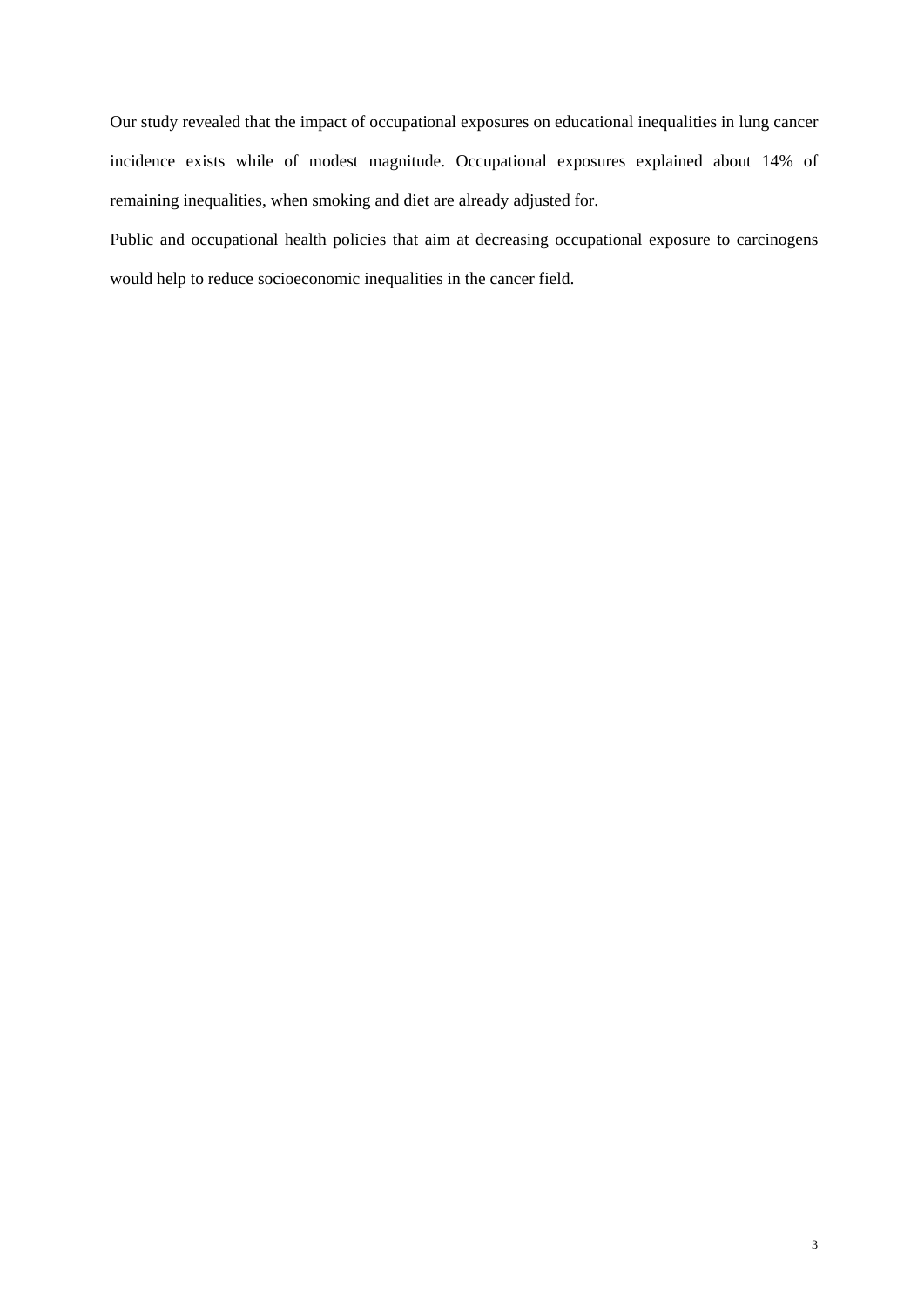Our study revealed that the impact of occupational exposures on educational inequalities in lung cancer incidence exists while of modest magnitude. Occupational exposures explained about 14% of remaining inequalities, when smoking and diet are already adjusted for.

Public and occupational health policies that aim at decreasing occupational exposure to carcinogens would help to reduce socioeconomic inequalities in the cancer field.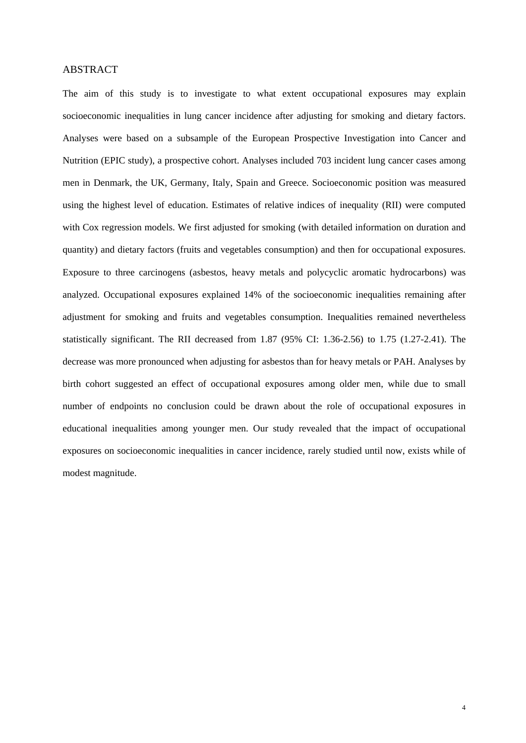## ABSTRACT

The aim of this study is to investigate to what extent occupational exposures may explain socioeconomic inequalities in lung cancer incidence after adjusting for smoking and dietary factors. Analyses were based on a subsample of the European Prospective Investigation into Cancer and Nutrition (EPIC study), a prospective cohort. Analyses included 703 incident lung cancer cases among men in Denmark, the UK, Germany, Italy, Spain and Greece. Socioeconomic position was measured using the highest level of education. Estimates of relative indices of inequality (RII) were computed with Cox regression models. We first adjusted for smoking (with detailed information on duration and quantity) and dietary factors (fruits and vegetables consumption) and then for occupational exposures. Exposure to three carcinogens (asbestos, heavy metals and polycyclic aromatic hydrocarbons) was analyzed. Occupational exposures explained 14% of the socioeconomic inequalities remaining after adjustment for smoking and fruits and vegetables consumption. Inequalities remained nevertheless statistically significant. The RII decreased from 1.87 (95% CI: 1.36-2.56) to 1.75 (1.27-2.41). The decrease was more pronounced when adjusting for asbestos than for heavy metals or PAH. Analyses by birth cohort suggested an effect of occupational exposures among older men, while due to small number of endpoints no conclusion could be drawn about the role of occupational exposures in educational inequalities among younger men. Our study revealed that the impact of occupational exposures on socioeconomic inequalities in cancer incidence, rarely studied until now, exists while of modest magnitude.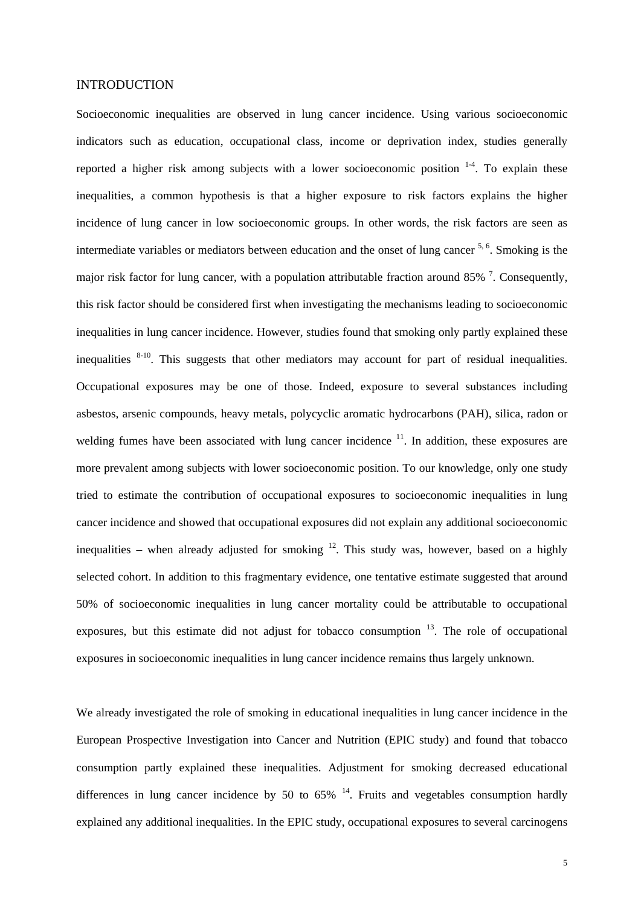# INTRODUCTION

Socioeconomic inequalities are observed in lung cancer incidence. Using various socioeconomic indicators such as education, occupational class, income or deprivation index, studies generally reported a higher risk among subjects with a lower socioeconomic position [1-4]. To explain these inequalities, a common hypothesis is that a higher exposure to risk factors explains the higher incidence of lung cancer in low socioeconomic groups. In other words, the risk factors are seen as intermediate variables or mediators between education and the onset of lung cancer [5, 6]. Smoking is the major risk factor for lung cancer, with a population attributable fraction around 85% [7]. Consequently, this risk factor should be considered first when investigating the mechanisms leading to socioeconomic inequalities in lung cancer incidence. However, studies found that smoking only partly explained these inequalities [8-10]. This suggests that other mediators may account for part of residual inequalities. Occupational exposures may be one of those. Indeed, exposure to several substances including asbestos, arsenic compounds, heavy metals, polycyclic aromatic hydrocarbons (PAH), silica, radon or welding fumes have been associated with lung cancer incidence [11]. In addition, these exposures are more prevalent among subjects with lower socioeconomic position. To our knowledge, only one study tried to estimate the contribution of occupational exposures to socioeconomic inequalities in lung cancer incidence and showed that occupational exposures did not explain any additional socioeconomic inequalities – when already adjusted for smoking [12]. This study was, however, based on a highly selected cohort. In addition to this fragmentary evidence, one tentative estimate suggested that around 50% of socioeconomic inequalities in lung cancer mortality could be attributable to occupational exposures, but this estimate did not adjust for tobacco consumption [13]. The role of occupational exposures in socioeconomic inequalities in lung cancer incidence remains thus largely unknown.

We already investigated the role of smoking in educational inequalities in lung cancer incidence in the European Prospective Investigation into Cancer and Nutrition (EPIC study) and found that tobacco consumption partly explained these inequalities. Adjustment for smoking decreased educational differences in lung cancer incidence by 50 to 65% [14]. Fruits and vegetables consumption hardly explained any additional inequalities. In the EPIC study, occupational exposures to several carcinogens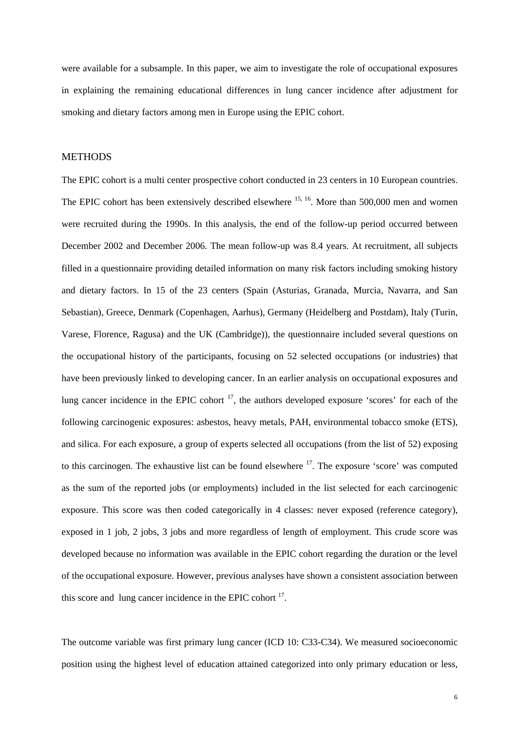were available for a subsample. In this paper, we aim to investigate the role of occupational exposures in explaining the remaining educational differences in lung cancer incidence after adjustment for smoking and dietary factors among men in Europe using the EPIC cohort.

## METHODS

The EPIC cohort is a multi center prospective cohort conducted in 23 centers in 10 European countries. The EPIC cohort has been extensively described elsewhere [15, 16]. More than 500,000 men and women were recruited during the 1990s. In this analysis, the end of the follow-up period occurred between December 2002 and December 2006. The mean follow-up was 8.4 years. At recruitment, all subjects filled in a questionnaire providing detailed information on many risk factors including smoking history and dietary factors. In 15 of the 23 centers (Spain (Asturias, Granada, Murcia, Navarra, and San Sebastian), Greece, Denmark (Copenhagen, Aarhus), Germany (Heidelberg and Postdam), Italy (Turin, Varese, Florence, Ragusa) and the UK (Cambridge)), the questionnaire included several questions on the occupational history of the participants, focusing on 52 selected occupations (or industries) that have been previously linked to developing cancer. In an earlier analysis on occupational exposures and lung cancer incidence in the EPIC cohort [17], the authors developed exposure 'scores' for each of the following carcinogenic exposures: asbestos, heavy metals, PAH, environmental tobacco smoke (ETS), and silica. For each exposure, a group of experts selected all occupations (from the list of 52) exposing to this carcinogen. The exhaustive list can be found elsewhere [17]. The exposure 'score' was computed as the sum of the reported jobs (or employments) included in the list selected for each carcinogenic exposure. This score was then coded categorically in 4 classes: never exposed (reference category), exposed in 1 job, 2 jobs, 3 jobs and more regardless of length of employment. This crude score was developed because no information was available in the EPIC cohort regarding the duration or the level of the occupational exposure. However, previous analyses have shown a consistent association between this score and lung cancer incidence in the EPIC cohort [17].

The outcome variable was first primary lung cancer (ICD 10: C33-C34). We measured socioeconomic position using the highest level of education attained categorized into only primary education or less,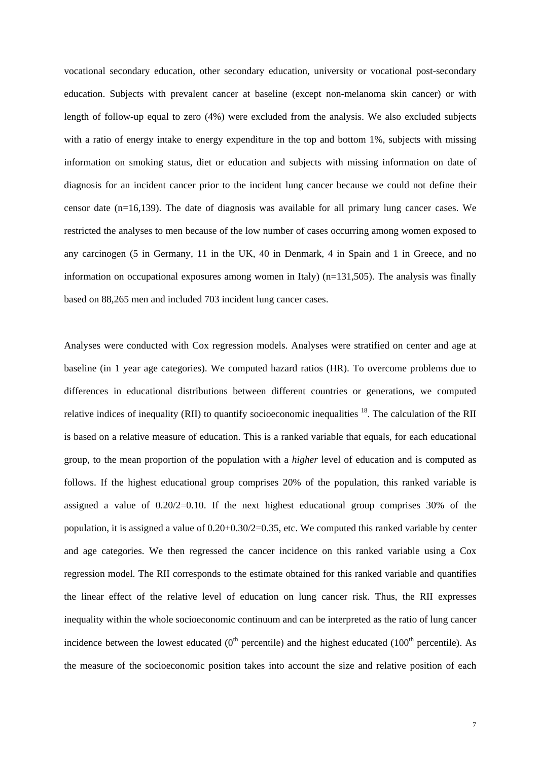vocational secondary education, other secondary education, university or vocational post-secondary education. Subjects with prevalent cancer at baseline (except non-melanoma skin cancer) or with length of follow-up equal to zero (4%) were excluded from the analysis. We also excluded subjects with a ratio of energy intake to energy expenditure in the top and bottom 1%, subjects with missing information on smoking status, diet or education and subjects with missing information on date of diagnosis for an incident cancer prior to the incident lung cancer because we could not define their censor date (n=16,139). The date of diagnosis was available for all primary lung cancer cases. We restricted the analyses to men because of the low number of cases occurring among women exposed to any carcinogen (5 in Germany, 11 in the UK, 40 in Denmark, 4 in Spain and 1 in Greece, and no information on occupational exposures among women in Italy) (n=131,505). The analysis was finally based on 88,265 men and included 703 incident lung cancer cases.

Analyses were conducted with Cox regression models. Analyses were stratified on center and age at baseline (in 1 year age categories). We computed hazard ratios (HR). To overcome problems due to differences in educational distributions between different countries or generations, we computed relative indices of inequality (RII) to quantify socioeconomic inequalities [18]. The calculation of the RII is based on a relative measure of education. This is a ranked variable that equals, for each educational group, to the mean proportion of the population with a *higher* level of education and is computed as follows. If the highest educational group comprises 20% of the population, this ranked variable is assigned a value of 0.20/2=0.10. If the next highest educational group comprises 30% of the population, it is assigned a value of 0.20+0.30/2=0.35, etc. We computed this ranked variable by center and age categories. We then regressed the cancer incidence on this ranked variable using a Cox regression model. The RII corresponds to the estimate obtained for this ranked variable and quantifies the linear effect of the relative level of education on lung cancer risk. Thus, the RII expresses inequality within the whole socioeconomic continuum and can be interpreted as the ratio of lung cancer incidence between the lowest educated ($0^{th}$ percentile) and the highest educated ($100^{th}$ percentile). As the measure of the socioeconomic position takes into account the size and relative position of each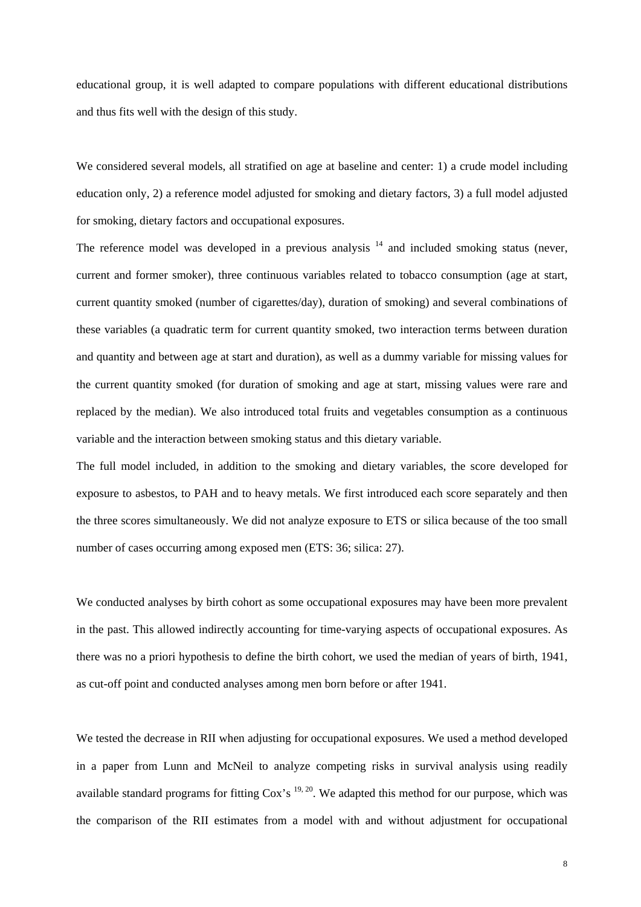educational group, it is well adapted to compare populations with different educational distributions and thus fits well with the design of this study.

We considered several models, all stratified on age at baseline and center: 1) a crude model including education only, 2) a reference model adjusted for smoking and dietary factors, 3) a full model adjusted for smoking, dietary factors and occupational exposures.

The reference model was developed in a previous analysis [14] and included smoking status (never, current and former smoker), three continuous variables related to tobacco consumption (age at start, current quantity smoked (number of cigarettes/day), duration of smoking) and several combinations of these variables (a quadratic term for current quantity smoked, two interaction terms between duration and quantity and between age at start and duration), as well as a dummy variable for missing values for the current quantity smoked (for duration of smoking and age at start, missing values were rare and replaced by the median). We also introduced total fruits and vegetables consumption as a continuous variable and the interaction between smoking status and this dietary variable.

The full model included, in addition to the smoking and dietary variables, the score developed for exposure to asbestos, to PAH and to heavy metals. We first introduced each score separately and then the three scores simultaneously. We did not analyze exposure to ETS or silica because of the too small number of cases occurring among exposed men (ETS: 36; silica: 27).

We conducted analyses by birth cohort as some occupational exposures may have been more prevalent in the past. This allowed indirectly accounting for time-varying aspects of occupational exposures. As there was no a priori hypothesis to define the birth cohort, we used the median of years of birth, 1941, as cut-off point and conducted analyses among men born before or after 1941.

We tested the decrease in RII when adjusting for occupational exposures. We used a method developed in a paper from Lunn and McNeil to analyze competing risks in survival analysis using readily available standard programs for fitting Cox's [19, 20]. We adapted this method for our purpose, which was the comparison of the RII estimates from a model with and without adjustment for occupational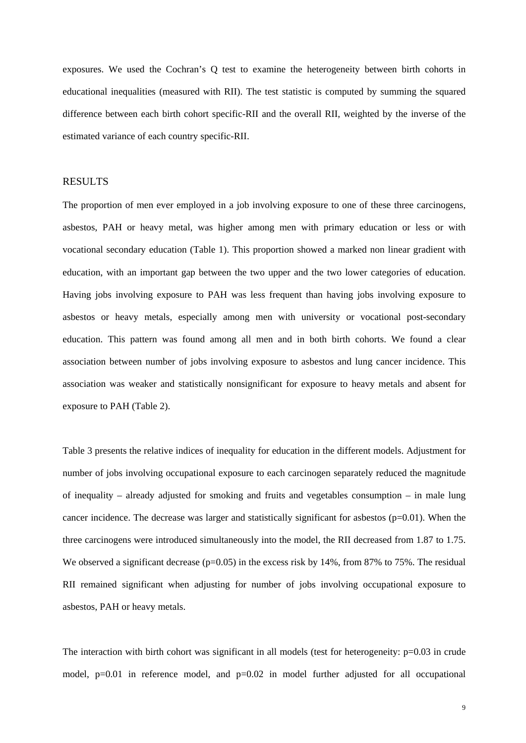exposures. We used the Cochran's Q test to examine the heterogeneity between birth cohorts in educational inequalities (measured with RII). The test statistic is computed by summing the squared difference between each birth cohort specific-RII and the overall RII, weighted by the inverse of the estimated variance of each country specific-RII.

## RESULTS

The proportion of men ever employed in a job involving exposure to one of these three carcinogens, asbestos, PAH or heavy metal, was higher among men with primary education or less or with vocational secondary education (Table 1). This proportion showed a marked non linear gradient with education, with an important gap between the two upper and the two lower categories of education. Having jobs involving exposure to PAH was less frequent than having jobs involving exposure to asbestos or heavy metals, especially among men with university or vocational post-secondary education. This pattern was found among all men and in both birth cohorts. We found a clear association between number of jobs involving exposure to asbestos and lung cancer incidence. This association was weaker and statistically nonsignificant for exposure to heavy metals and absent for exposure to PAH (Table 2).

Table 3 presents the relative indices of inequality for education in the different models. Adjustment for number of jobs involving occupational exposure to each carcinogen separately reduced the magnitude of inequality – already adjusted for smoking and fruits and vegetables consumption – in male lung cancer incidence. The decrease was larger and statistically significant for asbestos ($p=0.01$). When the three carcinogens were introduced simultaneously into the model, the RII decreased from 1.87 to 1.75. We observed a significant decrease ($p=0.05$) in the excess risk by 14%, from 87% to 75%. The residual RII remained significant when adjusting for number of jobs involving occupational exposure to asbestos, PAH or heavy metals.

The interaction with birth cohort was significant in all models (test for heterogeneity: $p=0.03$ in crude model, $p=0.01$ in reference model, and $p=0.02$ in model further adjusted for all occupational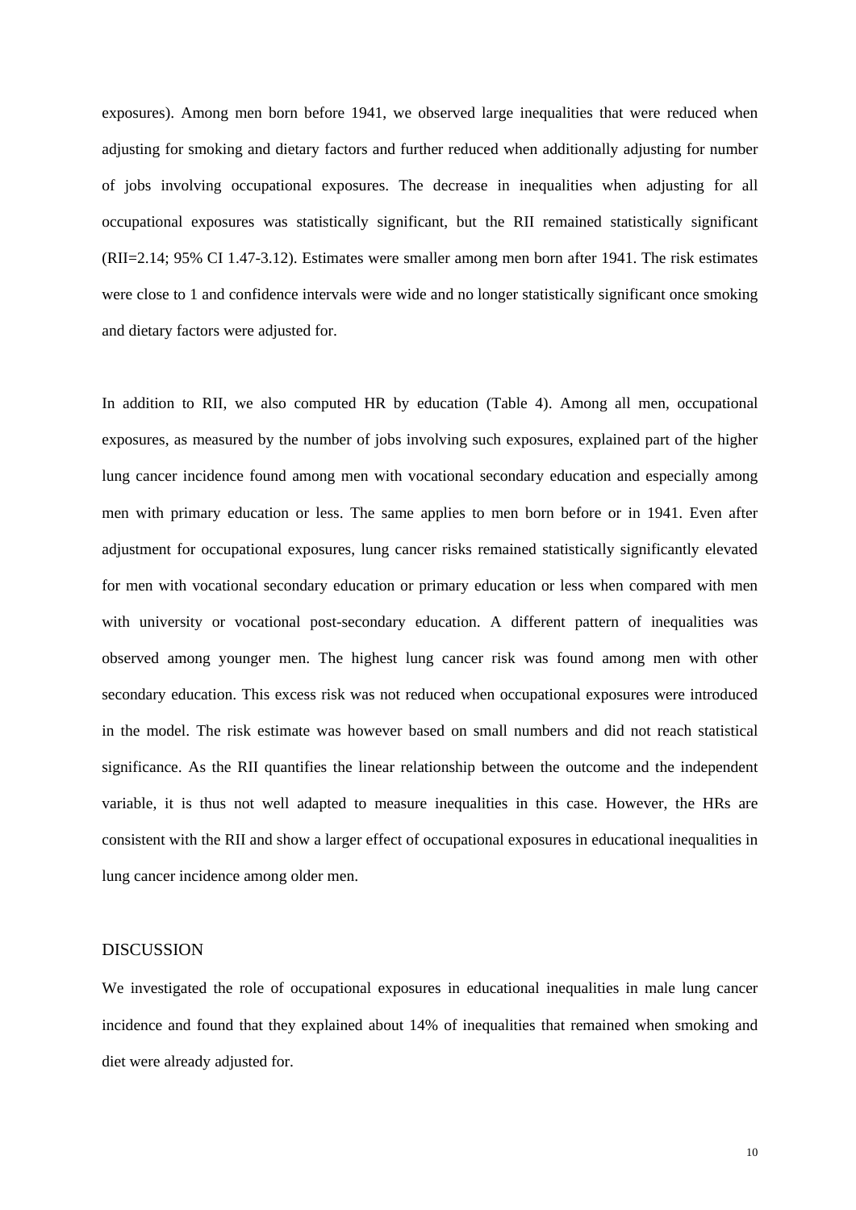exposures). Among men born before 1941, we observed large inequalities that were reduced when adjusting for smoking and dietary factors and further reduced when additionally adjusting for number of jobs involving occupational exposures. The decrease in inequalities when adjusting for all occupational exposures was statistically significant, but the RII remained statistically significant (RII=2.14; 95% CI 1.47-3.12). Estimates were smaller among men born after 1941. The risk estimates were close to 1 and confidence intervals were wide and no longer statistically significant once smoking and dietary factors were adjusted for.

In addition to RII, we also computed HR by education (Table 4). Among all men, occupational exposures, as measured by the number of jobs involving such exposures, explained part of the higher lung cancer incidence found among men with vocational secondary education and especially among men with primary education or less. The same applies to men born before or in 1941. Even after adjustment for occupational exposures, lung cancer risks remained statistically significantly elevated for men with vocational secondary education or primary education or less when compared with men with university or vocational post-secondary education. A different pattern of inequalities was observed among younger men. The highest lung cancer risk was found among men with other secondary education. This excess risk was not reduced when occupational exposures were introduced in the model. The risk estimate was however based on small numbers and did not reach statistical significance. As the RII quantifies the linear relationship between the outcome and the independent variable, it is thus not well adapted to measure inequalities in this case. However, the HRs are consistent with the RII and show a larger effect of occupational exposures in educational inequalities in lung cancer incidence among older men.

## DISCUSSION

We investigated the role of occupational exposures in educational inequalities in male lung cancer incidence and found that they explained about 14% of inequalities that remained when smoking and diet were already adjusted for.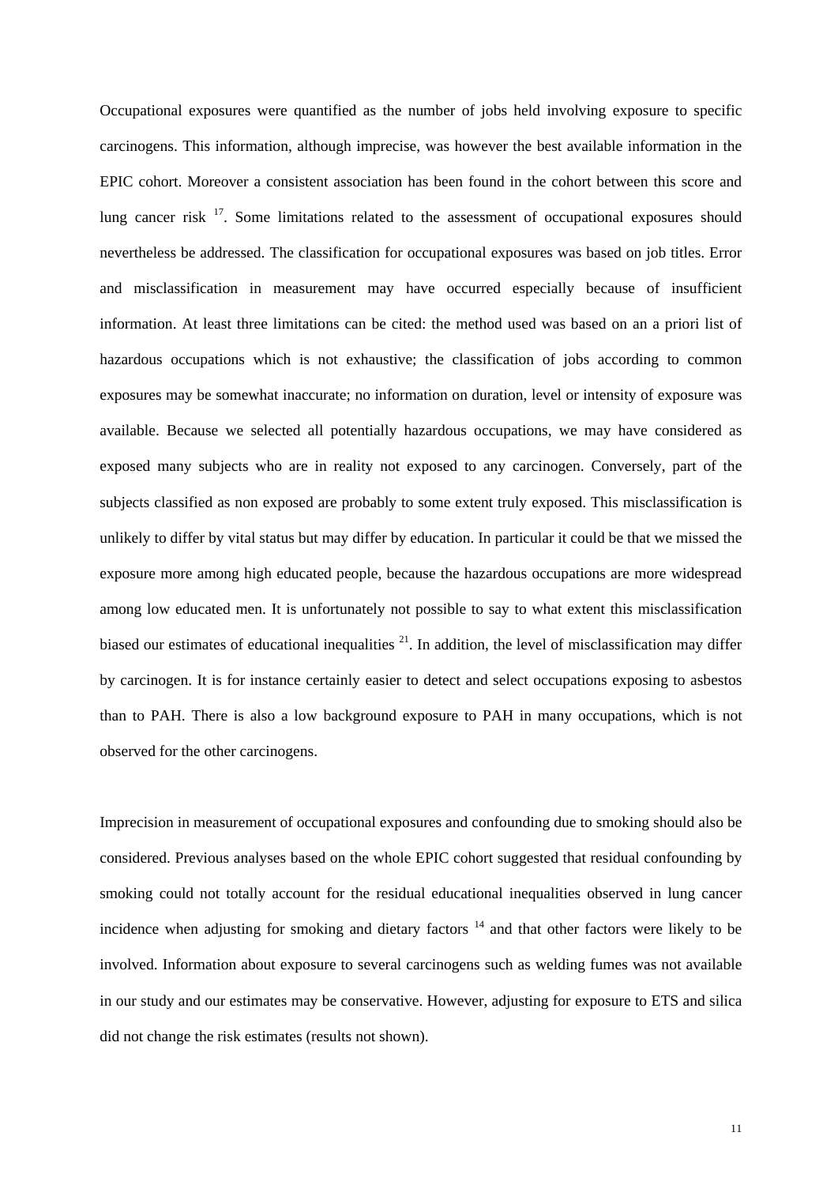Occupational exposures were quantified as the number of jobs held involving exposure to specific carcinogens. This information, although imprecise, was however the best available information in the EPIC cohort. Moreover a consistent association has been found in the cohort between this score and lung cancer risk [17]. Some limitations related to the assessment of occupational exposures should nevertheless be addressed. The classification for occupational exposures was based on job titles. Error and misclassification in measurement may have occurred especially because of insufficient information. At least three limitations can be cited: the method used was based on an a priori list of hazardous occupations which is not exhaustive; the classification of jobs according to common exposures may be somewhat inaccurate; no information on duration, level or intensity of exposure was available. Because we selected all potentially hazardous occupations, we may have considered as exposed many subjects who are in reality not exposed to any carcinogen. Conversely, part of the subjects classified as non exposed are probably to some extent truly exposed. This misclassification is unlikely to differ by vital status but may differ by education. In particular it could be that we missed the exposure more among high educated people, because the hazardous occupations are more widespread among low educated men. It is unfortunately not possible to say to what extent this misclassification biased our estimates of educational inequalities [21]. In addition, the level of misclassification may differ by carcinogen. It is for instance certainly easier to detect and select occupations exposing to asbestos than to PAH. There is also a low background exposure to PAH in many occupations, which is not observed for the other carcinogens.

Imprecision in measurement of occupational exposures and confounding due to smoking should also be considered. Previous analyses based on the whole EPIC cohort suggested that residual confounding by smoking could not totally account for the residual educational inequalities observed in lung cancer incidence when adjusting for smoking and dietary factors [14] and that other factors were likely to be involved. Information about exposure to several carcinogens such as welding fumes was not available in our study and our estimates may be conservative. However, adjusting for exposure to ETS and silica did not change the risk estimates (results not shown).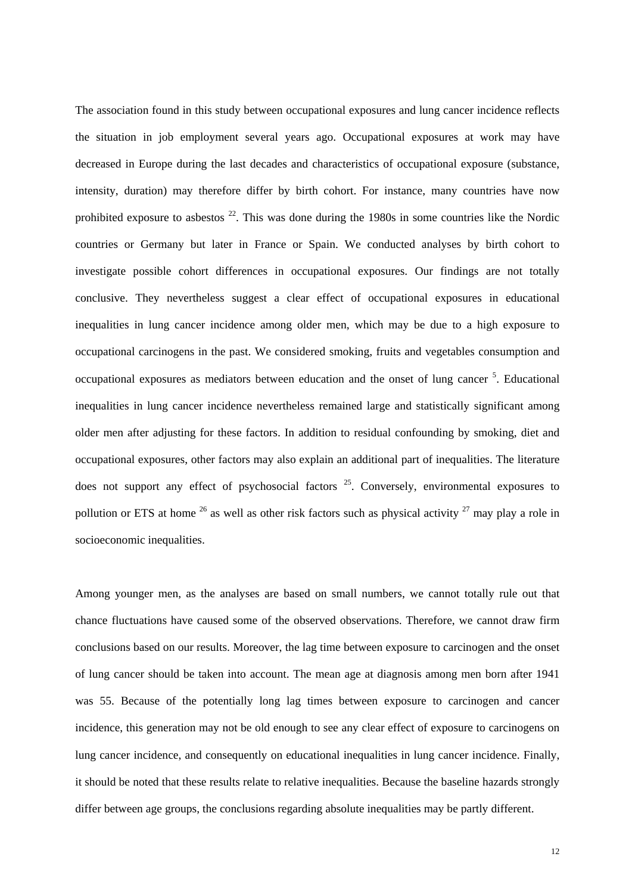The association found in this study between occupational exposures and lung cancer incidence reflects the situation in job employment several years ago. Occupational exposures at work may have decreased in Europe during the last decades and characteristics of occupational exposure (substance, intensity, duration) may therefore differ by birth cohort. For instance, many countries have now prohibited exposure to asbestos [22]. This was done during the 1980s in some countries like the Nordic countries or Germany but later in France or Spain. We conducted analyses by birth cohort to investigate possible cohort differences in occupational exposures. Our findings are not totally conclusive. They nevertheless suggest a clear effect of occupational exposures in educational inequalities in lung cancer incidence among older men, which may be due to a high exposure to occupational carcinogens in the past. We considered smoking, fruits and vegetables consumption and occupational exposures as mediators between education and the onset of lung cancer [5]. Educational inequalities in lung cancer incidence nevertheless remained large and statistically significant among older men after adjusting for these factors. In addition to residual confounding by smoking, diet and occupational exposures, other factors may also explain an additional part of inequalities. The literature does not support any effect of psychosocial factors [25]. Conversely, environmental exposures to pollution or ETS at home [26] as well as other risk factors such as physical activity [27] may play a role in socioeconomic inequalities.

Among younger men, as the analyses are based on small numbers, we cannot totally rule out that chance fluctuations have caused some of the observed observations. Therefore, we cannot draw firm conclusions based on our results. Moreover, the lag time between exposure to carcinogen and the onset of lung cancer should be taken into account. The mean age at diagnosis among men born after 1941 was 55. Because of the potentially long lag times between exposure to carcinogen and cancer incidence, this generation may not be old enough to see any clear effect of exposure to carcinogens on lung cancer incidence, and consequently on educational inequalities in lung cancer incidence. Finally, it should be noted that these results relate to relative inequalities. Because the baseline hazards strongly differ between age groups, the conclusions regarding absolute inequalities may be partly different.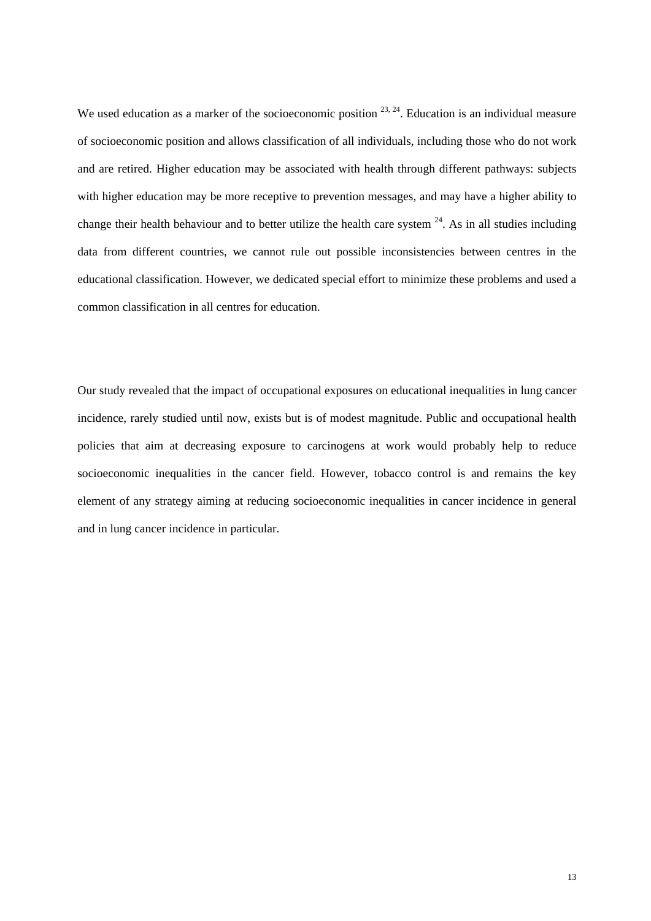We used education as a marker of the socioeconomic position [23, 24]. Education is an individual measure of socioeconomic position and allows classification of all individuals, including those who do not work and are retired. Higher education may be associated with health through different pathways: subjects with higher education may be more receptive to prevention messages, and may have a higher ability to change their health behaviour and to better utilize the health care system [24]. As in all studies including data from different countries, we cannot rule out possible inconsistencies between centres in the educational classification. However, we dedicated special effort to minimize these problems and used a common classification in all centres for education.

Our study revealed that the impact of occupational exposures on educational inequalities in lung cancer incidence, rarely studied until now, exists but is of modest magnitude. Public and occupational health policies that aim at decreasing exposure to carcinogens at work would probably help to reduce socioeconomic inequalities in the cancer field. However, tobacco control is and remains the key element of any strategy aiming at reducing socioeconomic inequalities in cancer incidence in general and in lung cancer incidence in particular.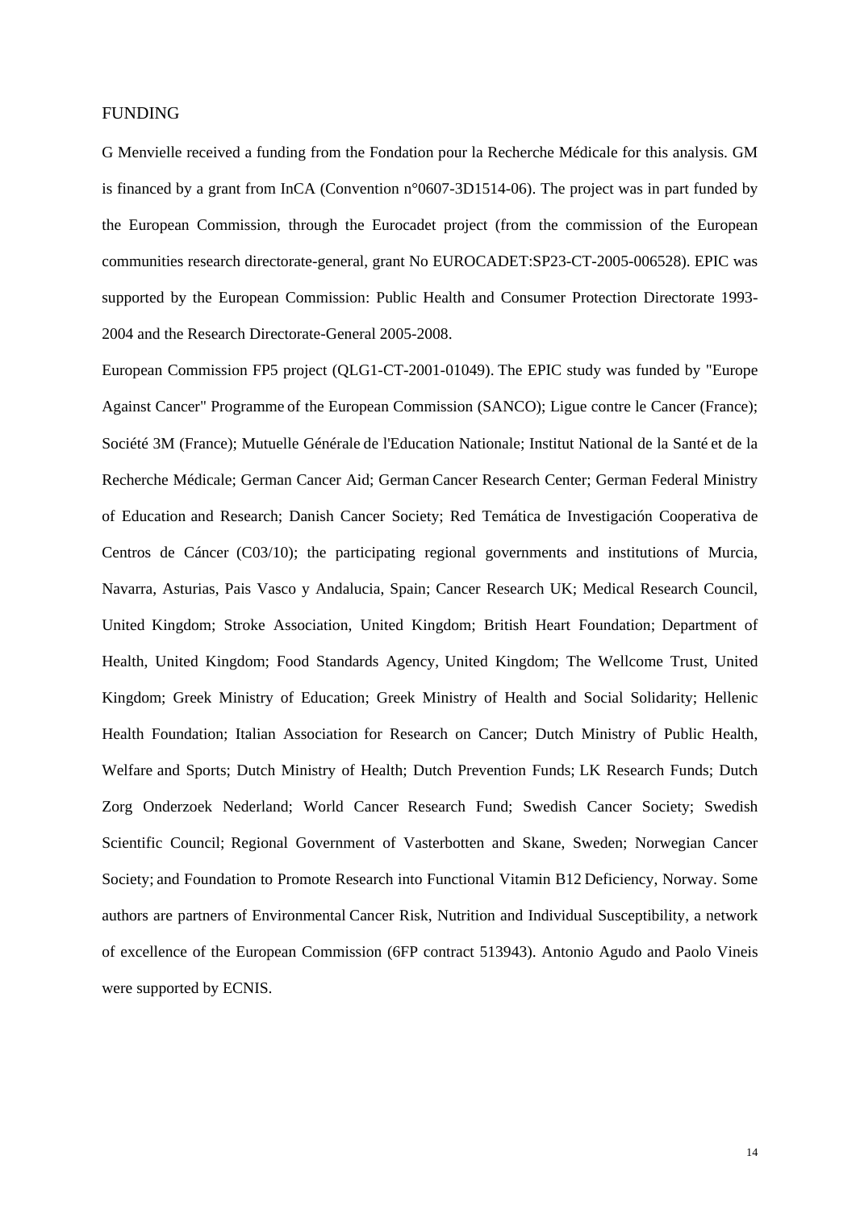## FUNDING

G Menvielle received a funding from the Fondation pour la Recherche Médicale for this analysis. GM is financed by a grant from InCA (Convention n°0607-3D1514-06). The project was in part funded by the European Commission, through the Eurocadet project (from the commission of the European communities research directorate-general, grant No EUROCADET:SP23-CT-2005-006528). EPIC was supported by the European Commission: Public Health and Consumer Protection Directorate 1993-2004 and the Research Directorate-General 2005-2008.

European Commission FP5 project (QLG1-CT-2001-01049). The EPIC study was funded by "Europe Against Cancer" Programme of the European Commission (SANCO); Ligue contre le Cancer (France); Société 3M (France); Mutuelle Générale de l'Education Nationale; Institut National de la Santé et de la Recherche Médicale; German Cancer Aid; German Cancer Research Center; German Federal Ministry of Education and Research; Danish Cancer Society; Red Temática de Investigación Cooperativa de Centros de Cáncer (C03/10); the participating regional governments and institutions of Murcia, Navarra, Asturias, Pais Vasco y Andalucia, Spain; Cancer Research UK; Medical Research Council, United Kingdom; Stroke Association, United Kingdom; British Heart Foundation; Department of Health, United Kingdom; Food Standards Agency, United Kingdom; The Wellcome Trust, United Kingdom; Greek Ministry of Education; Greek Ministry of Health and Social Solidarity; Hellenic Health Foundation; Italian Association for Research on Cancer; Dutch Ministry of Public Health, Welfare and Sports; Dutch Ministry of Health; Dutch Prevention Funds; LK Research Funds; Dutch Zorg Onderzoek Nederland; World Cancer Research Fund; Swedish Cancer Society; Swedish Scientific Council; Regional Government of Vasterbotten and Skane, Sweden; Norwegian Cancer Society; and Foundation to Promote Research into Functional Vitamin B12 Deficiency, Norway. Some authors are partners of Environmental Cancer Risk, Nutrition and Individual Susceptibility, a network of excellence of the European Commission (6FP contract 513943). Antonio Agudo and Paolo Vineis were supported by ECNIS.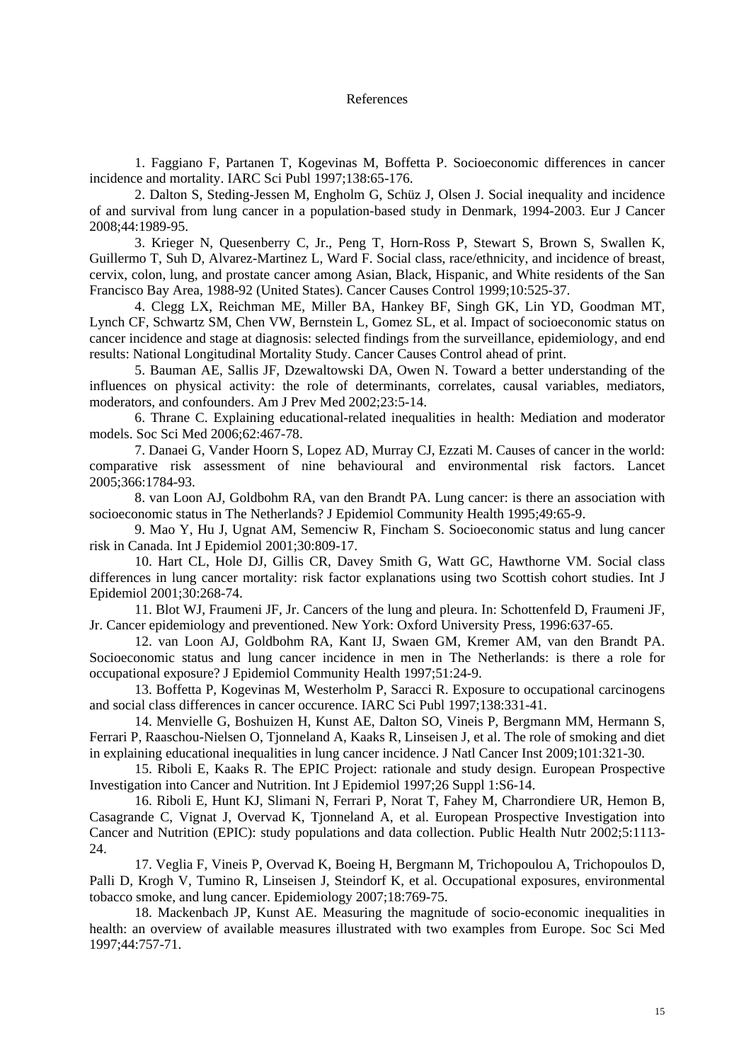References

1. Faggiano F, Partanen T, Kogevinas M, Boffetta P. Socioeconomic differences in cancer incidence and mortality. IARC Sci Publ 1997;138:65-176.

2. Dalton S, Steding-Jessen M, Engholm G, Schüz J, Olsen J. Social inequality and incidence of and survival from lung cancer in a population-based study in Denmark, 1994-2003. Eur J Cancer 2008;44:1989-95.

3. Krieger N, Quesenberry C, Jr., Peng T, Horn-Ross P, Stewart S, Brown S, Swallen K, Guillermo T, Suh D, Alvarez-Martinez L, Ward F. Social class, race/ethnicity, and incidence of breast, cervix, colon, lung, and prostate cancer among Asian, Black, Hispanic, and White residents of the San Francisco Bay Area, 1988-92 (United States). Cancer Causes Control 1999;10:525-37.

4. Clegg LX, Reichman ME, Miller BA, Hankey BF, Singh GK, Lin YD, Goodman MT, Lynch CF, Schwartz SM, Chen VW, Bernstein L, Gomez SL, et al. Impact of socioeconomic status on cancer incidence and stage at diagnosis: selected findings from the surveillance, epidemiology, and end results: National Longitudinal Mortality Study. Cancer Causes Control ahead of print.

5. Bauman AE, Sallis JF, Dzewaltowski DA, Owen N. Toward a better understanding of the influences on physical activity: the role of determinants, correlates, causal variables, mediators, moderators, and confounders. Am J Prev Med 2002;23:5-14.

6. Thrane C. Explaining educational-related inequalities in health: Mediation and moderator models. Soc Sci Med 2006;62:467-78.

7. Danaei G, Vander Hoorn S, Lopez AD, Murray CJ, Ezzati M. Causes of cancer in the world: comparative risk assessment of nine behavioural and environmental risk factors. Lancet 2005;366:1784-93.

8. van Loon AJ, Goldbohm RA, van den Brandt PA. Lung cancer: is there an association with socioeconomic status in The Netherlands? J Epidemiol Community Health 1995;49:65-9.

9. Mao Y, Hu J, Ugnat AM, Semenciw R, Fincham S. Socioeconomic status and lung cancer risk in Canada. Int J Epidemiol 2001;30:809-17.

10. Hart CL, Hole DJ, Gillis CR, Davey Smith G, Watt GC, Hawthorne VM. Social class differences in lung cancer mortality: risk factor explanations using two Scottish cohort studies. Int J Epidemiol 2001;30:268-74.

11. Blot WJ, Fraumeni JF, Jr. Cancers of the lung and pleura. In: Schottenfeld D, Fraumeni JF, Jr. Cancer epidemiology and preventioned. New York: Oxford University Press, 1996:637-65.

12. van Loon AJ, Goldbohm RA, Kant IJ, Swaen GM, Kremer AM, van den Brandt PA. Socioeconomic status and lung cancer incidence in men in The Netherlands: is there a role for occupational exposure? J Epidemiol Community Health 1997;51:24-9.

13. Boffetta P, Kogevinas M, Westerholm P, Saracci R. Exposure to occupational carcinogens and social class differences in cancer occurence. IARC Sci Publ 1997;138:331-41.

14. Menvielle G, Boshuizen H, Kunst AE, Dalton SO, Vineis P, Bergmann MM, Hermann S, Ferrari P, Raaschou-Nielsen O, Tjonneland A, Kaaks R, Linseisen J, et al. The role of smoking and diet in explaining educational inequalities in lung cancer incidence. J Natl Cancer Inst 2009;101:321-30.

15. Riboli E, Kaaks R. The EPIC Project: rationale and study design. European Prospective Investigation into Cancer and Nutrition. Int J Epidemiol 1997;26 Suppl 1:S6-14.

16. Riboli E, Hunt KJ, Slimani N, Ferrari P, Norat T, Fahey M, Charrondiere UR, Hemon B, Casagrande C, Vignat J, Overvad K, Tjonneland A, et al. European Prospective Investigation into Cancer and Nutrition (EPIC): study populations and data collection. Public Health Nutr 2002;5:1113-24.

17. Veglia F, Vineis P, Overvad K, Boeing H, Bergmann M, Trichopoulou A, Trichopoulos D, Palli D, Krogh V, Tumino R, Linseisen J, Steindorf K, et al. Occupational exposures, environmental tobacco smoke, and lung cancer. Epidemiology 2007;18:769-75.

18. Mackenbach JP, Kunst AE. Measuring the magnitude of socio-economic inequalities in health: an overview of available measures illustrated with two examples from Europe. Soc Sci Med 1997;44:757-71.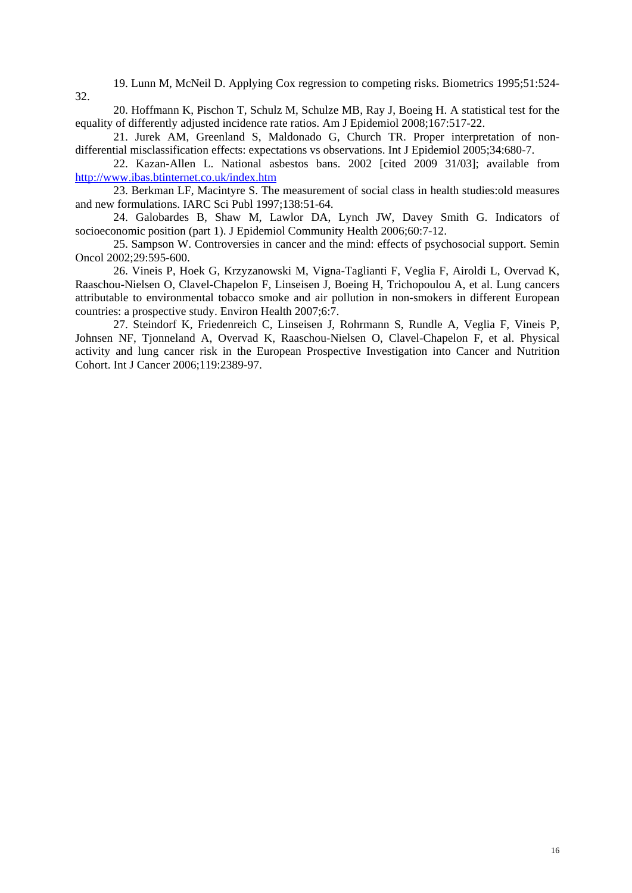19. Lunn M, McNeil D. Applying Cox regression to competing risks. Biometrics 1995;51:524-32.

20. Hoffmann K, Pischon T, Schulz M, Schulze MB, Ray J, Boeing H. A statistical test for the equality of differently adjusted incidence rate ratios. Am J Epidemiol 2008;167:517-22.

21. Jurek AM, Greenland S, Maldonado G, Church TR. Proper interpretation of non-differential misclassification effects: expectations vs observations. Int J Epidemiol 2005;34:680-7.

22. Kazan-Allen L. National asbestos bans. 2002 [cited 2009 31/03]; available from http://www.ibas.btinternet.co.uk/index.htm

23. Berkman LF, Macintyre S. The measurement of social class in health studies:old measures and new formulations. IARC Sci Publ 1997;138:51-64.

24. Galobardes B, Shaw M, Lawlor DA, Lynch JW, Davey Smith G. Indicators of socioeconomic position (part 1). J Epidemiol Community Health 2006;60:7-12.

25. Sampson W. Controversies in cancer and the mind: effects of psychosocial support. Semin Oncol 2002;29:595-600.

26. Vineis P, Hoek G, Krzyzanowski M, Vigna-Taglianti F, Veglia F, Airoldi L, Overvad K, Raaschou-Nielsen O, Clavel-Chapelon F, Linseisen J, Boeing H, Trichopoulou A, et al. Lung cancers attributable to environmental tobacco smoke and air pollution in non-smokers in different European countries: a prospective study. Environ Health 2007;6:7.

27. Steindorf K, Friedenreich C, Linseisen J, Rohrmann S, Rundle A, Veglia F, Vineis P, Johnsen NF, Tjonneland A, Overvad K, Raaschou-Nielsen O, Clavel-Chapelon F, et al. Physical activity and lung cancer risk in the European Prospective Investigation into Cancer and Nutrition Cohort. Int J Cancer 2006;119:2389-97.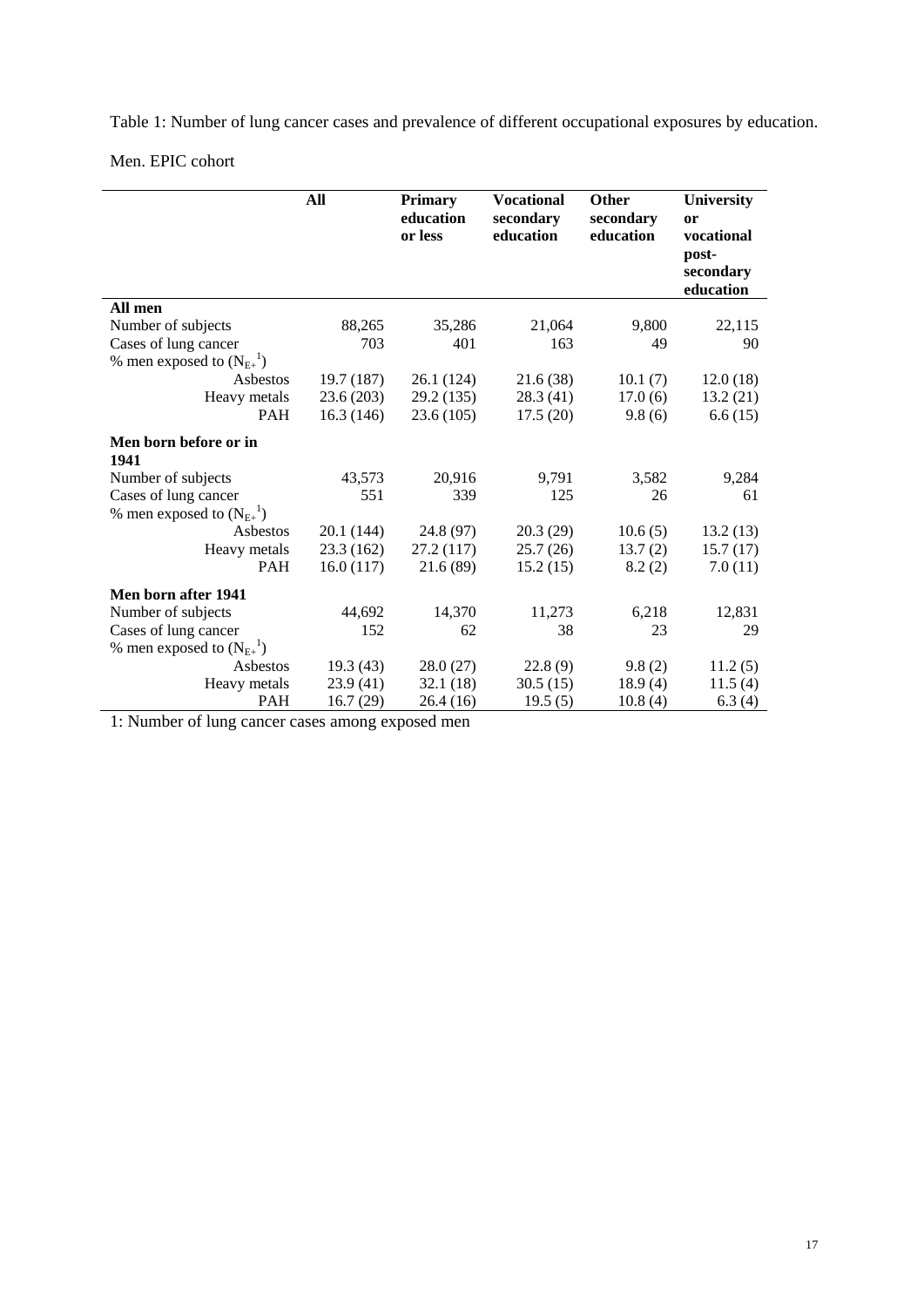Table 1: Number of lung cancer cases and prevalence of different occupational exposures by education.

Men. EPIC cohort

| | All | Primary education or less | Vocational secondary education | Other secondary education | University or vocational post-secondary education |
|---|---|---|---|---|---|
| **All men** | | | | | |
| Number of subjects | 88,265 | 35,286 | 21,064 | 9,800 | 22,115 |
| Cases of lung cancer | 703 | 401 | 163 | 49 | 90 |
| % men exposed to ($N_{E+}$[1]) | | | | | |
| Asbestos | 19.7 (187) | 26.1 (124) | 21.6 (38) | 10.1 (7) | 12.0 (18) |
| Heavy metals | 23.6 (203) | 29.2 (135) | 28.3 (41) | 17.0 (6) | 13.2 (21) |
| PAH | 16.3 (146) | 23.6 (105) | 17.5 (20) | 9.8 (6) | 6.6 (15) |
| **Men born before or in 1941** | | | | | |
| Number of subjects | 43,573 | 20,916 | 9,791 | 3,582 | 9,284 |
| Cases of lung cancer | 551 | 339 | 125 | 26 | 61 |
| % men exposed to ($N_{E+}$[1]) | | | | | |
| Asbestos | 20.1 (144) | 24.8 (97) | 20.3 (29) | 10.6 (5) | 13.2 (13) |
| Heavy metals | 23.3 (162) | 27.2 (117) | 25.7 (26) | 13.7 (2) | 15.7 (17) |
| PAH | 16.0 (117) | 21.6 (89) | 15.2 (15) | 8.2 (2) | 7.0 (11) |
| **Men born after 1941** | | | | | |
| Number of subjects | 44,692 | 14,370 | 11,273 | 6,218 | 12,831 |
| Cases of lung cancer | 152 | 62 | 38 | 23 | 29 |
| % men exposed to ($N_{E+}$[1]) | | | | | |
| Asbestos | 19.3 (43) | 28.0 (27) | 22.8 (9) | 9.8 (2) | 11.2 (5) |
| Heavy metals | 23.9 (41) | 32.1 (18) | 30.5 (15) | 18.9 (4) | 11.5 (4) |
| PAH | 16.7 (29) | 26.4 (16) | 19.5 (5) | 10.8 (4) | 6.3 (4) |

1: Number of lung cancer cases among exposed men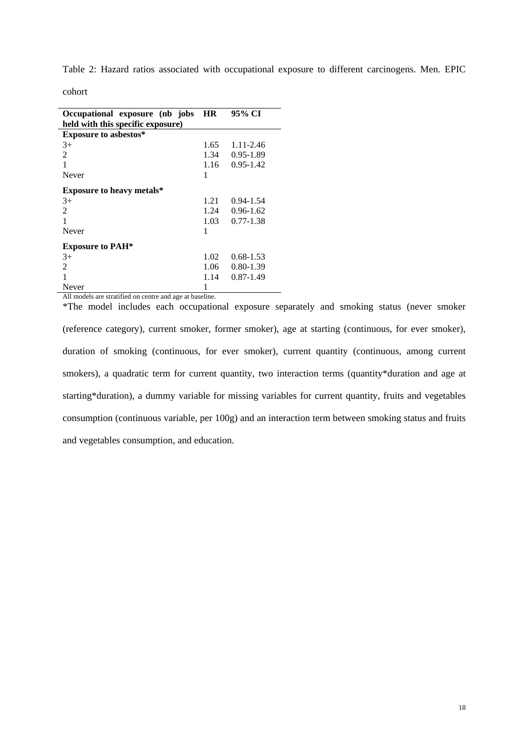Table 2: Hazard ratios associated with occupational exposure to different carcinogens. Men. EPIC cohort

| Occupational exposure (nb jobs held with this specific exposure) | HR | 95% CI |
|---|---|---|
| **Exposure to asbestos*** | | |
| 3+ | 1.65 | 1.11-2.46 |
| 2 | 1.34 | 0.95-1.89 |
| 1 | 1.16 | 0.95-1.42 |
| Never | 1 | |
| **Exposure to heavy metals*** | | |
| 3+ | 1.21 | 0.94-1.54 |
| 2 | 1.24 | 0.96-1.62 |
| 1 | 1.03 | 0.77-1.38 |
| Never | 1 | |
| **Exposure to PAH*** | | |
| 3+ | 1.02 | 0.68-1.53 |
| 2 | 1.06 | 0.80-1.39 |
| 1 | 1.14 | 0.87-1.49 |
| Never | 1 | |

All models are stratified on centre and age at baseline.

*The model includes each occupational exposure separately and smoking status (never smoker (reference category), current smoker, former smoker), age at starting (continuous, for ever smoker), duration of smoking (continuous, for ever smoker), current quantity (continuous, among current smokers), a quadratic term for current quantity, two interaction terms (quantity*duration and age at starting*duration), a dummy variable for missing variables for current quantity, fruits and vegetables consumption (continuous variable, per 100g) and an interaction term between smoking status and fruits and vegetables consumption, and education.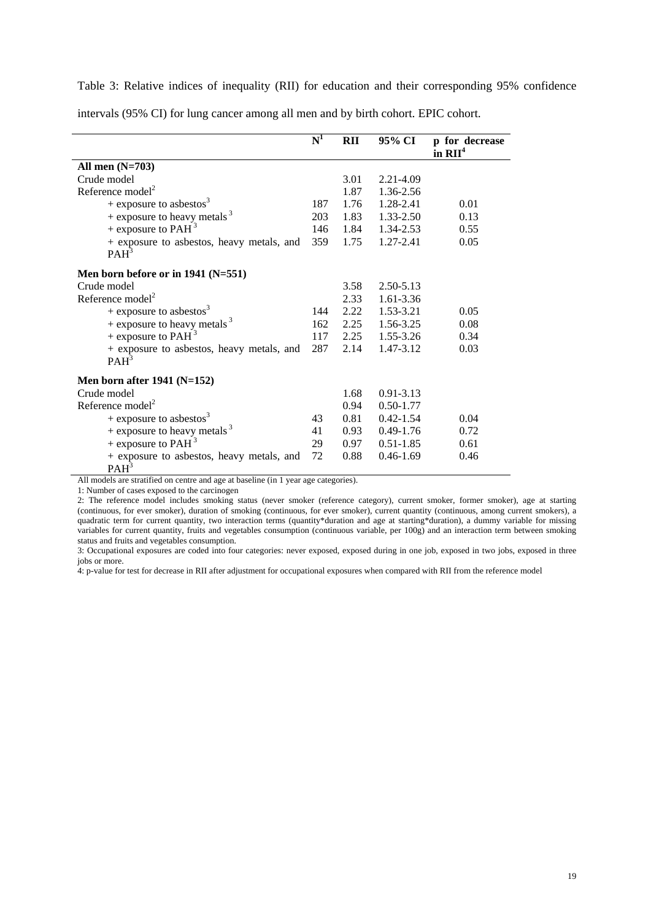Table 3: Relative indices of inequality (RII) for education and their corresponding 95% confidence intervals (95% CI) for lung cancer among all men and by birth cohort. EPIC cohort.

| | N[1] | RII | 95% CI | p for decrease in RII[4] |
|---|---|---|---|---|
| **All men (N=703)** | | | | |
| Crude model | | 3.01 | 2.21-4.09 | |
| Reference model[2] | | 1.87 | 1.36-2.56 | |
| + exposure to asbestos[3] | 187 | 1.76 | 1.28-2.41 | 0.01 |
| + exposure to heavy metals[3] | 203 | 1.83 | 1.33-2.50 | 0.13 |
| + exposure to PAH[3] | 146 | 1.84 | 1.34-2.53 | 0.55 |
| + exposure to asbestos, heavy metals, and PAH[3] | 359 | 1.75 | 1.27-2.41 | 0.05 |
| **Men born before or in 1941 (N=551)** | | | | |
| Crude model | | 3.58 | 2.50-5.13 | |
| Reference model[2] | | 2.33 | 1.61-3.36 | |
| + exposure to asbestos[3] | 144 | 2.22 | 1.53-3.21 | 0.05 |
| + exposure to heavy metals[3] | 162 | 2.25 | 1.56-3.25 | 0.08 |
| + exposure to PAH[3] | 117 | 2.25 | 1.55-3.26 | 0.34 |
| + exposure to asbestos, heavy metals, and PAH[3] | 287 | 2.14 | 1.47-3.12 | 0.03 |
| **Men born after 1941 (N=152)** | | | | |
| Crude model | | 1.68 | 0.91-3.13 | |
| Reference model[2] | | 0.94 | 0.50-1.77 | |
| + exposure to asbestos[3] | 43 | 0.81 | 0.42-1.54 | 0.04 |
| + exposure to heavy metals[3] | 41 | 0.93 | 0.49-1.76 | 0.72 |
| + exposure to PAH[3] | 29 | 0.97 | 0.51-1.85 | 0.61 |
| + exposure to asbestos, heavy metals, and PAH[3] | 72 | 0.88 | 0.46-1.69 | 0.46 |

All models are stratified on centre and age at baseline (in 1 year age categories).

1: Number of cases exposed to the carcinogen

2: The reference model includes smoking status (never smoker (reference category), current smoker, former smoker), age at starting (continuous, for ever smoker), duration of smoking (continuous, for ever smoker), current quantity (continuous, among current smokers), a quadratic term for current quantity, two interaction terms (quantity*duration and age at starting*duration), a dummy variable for missing variables for current quantity, fruits and vegetables consumption (continuous variable, per 100g) and an interaction term between smoking status and fruits and vegetables consumption.

3: Occupational exposures are coded into four categories: never exposed, exposed during in one job, exposed in two jobs, exposed in three jobs or more.

4: p-value for test for decrease in RII after adjustment for occupational exposures when compared with RII from the reference model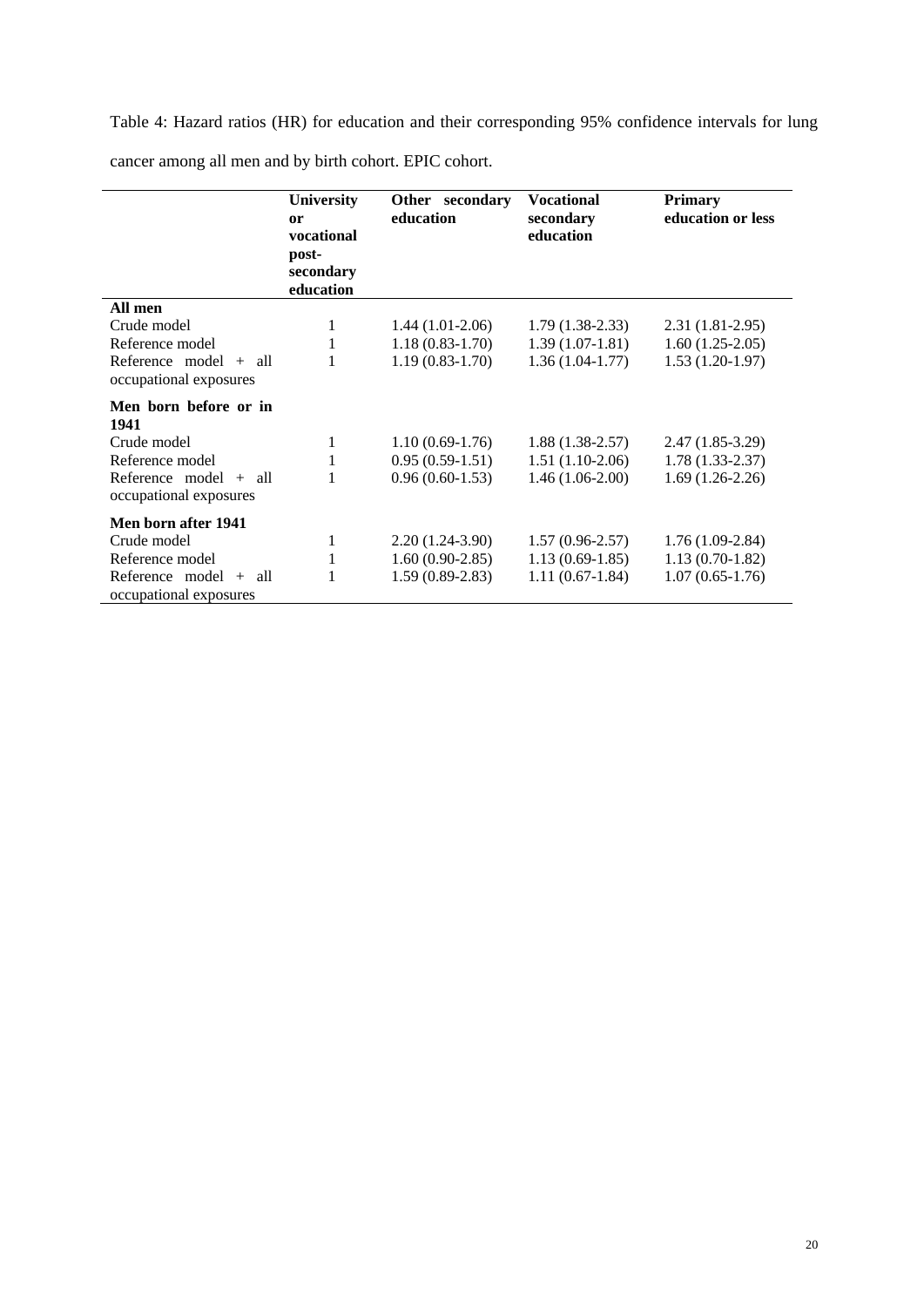Table 4: Hazard ratios (HR) for education and their corresponding 95% confidence intervals for lung cancer among all men and by birth cohort. EPIC cohort.

| | University or vocational post-secondary education | Other secondary education | Vocational secondary education | Primary education or less |
|---|---|---|---|---|
| **All men** | | | | |
| Crude model | 1 | 1.44 (1.01-2.06) | 1.79 (1.38-2.33) | 2.31 (1.81-2.95) |
| Reference model | 1 | 1.18 (0.83-1.70) | 1.39 (1.07-1.81) | 1.60 (1.25-2.05) |
| Reference model + all occupational exposures | 1 | 1.19 (0.83-1.70) | 1.36 (1.04-1.77) | 1.53 (1.20-1.97) |
| **Men born before or in 1941** | | | | |
| Crude model | 1 | 1.10 (0.69-1.76) | 1.88 (1.38-2.57) | 2.47 (1.85-3.29) |
| Reference model | 1 | 0.95 (0.59-1.51) | 1.51 (1.10-2.06) | 1.78 (1.33-2.37) |
| Reference model + all occupational exposures | 1 | 0.96 (0.60-1.53) | 1.46 (1.06-2.00) | 1.69 (1.26-2.26) |
| **Men born after 1941** | | | | |
| Crude model | 1 | 2.20 (1.24-3.90) | 1.57 (0.96-2.57) | 1.76 (1.09-2.84) |
| Reference model | 1 | 1.60 (0.90-2.85) | 1.13 (0.69-1.85) | 1.13 (0.70-1.82) |
| Reference model + all occupational exposures | 1 | 1.59 (0.89-2.83) | 1.11 (0.67-1.84) | 1.07 (0.65-1.76) |